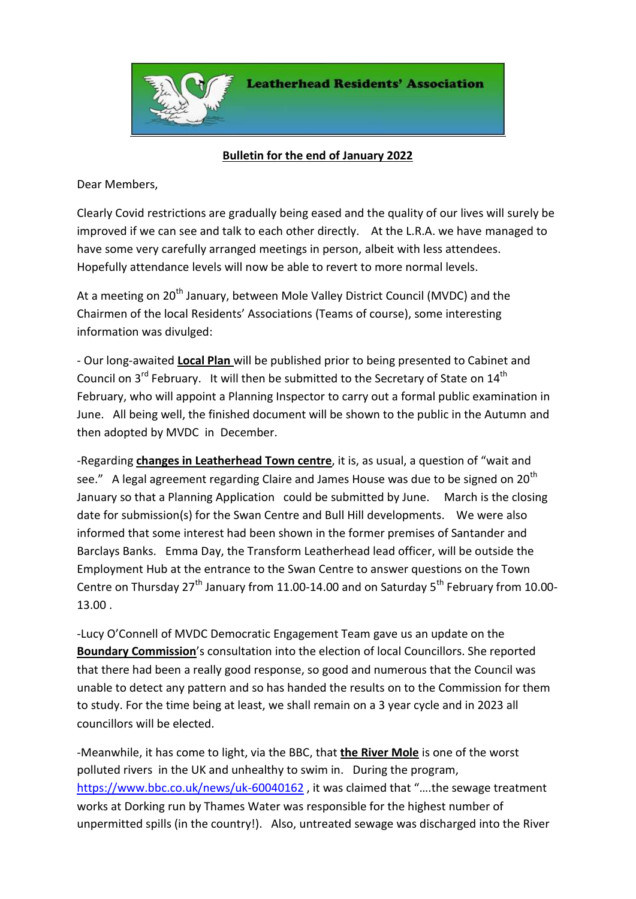**Leatherhead Residents' Association**

**Bulletin for the end of January 2022**

Dear Members,

Clearly Covid restrictions are gradually being eased and the quality of our lives will surely be improved if we can see and talk to each other directly. At the L.R.A. we have managed to have some very carefully arranged meetings in person, albeit with less attendees. Hopefully attendance levels will now be able to revert to more normal levels.

At a meeting on 20th January, between Mole Valley District Council (MVDC) and the Chairmen of the local Residents' Associations (Teams of course), some interesting information was divulged:

- Our long-awaited **Local Plan** will be published prior to being presented to Cabinet and Council on 3rd February. It will then be submitted to the Secretary of State on 14th February, who will appoint a Planning Inspector to carry out a formal public examination in June. All being well, the finished document will be shown to the public in the Autumn and then adopted by MVDC in December.

-Regarding **changes in Leatherhead Town centre**, it is, as usual, a question of "wait and see." A legal agreement regarding Claire and James House was due to be signed on 20th January so that a Planning Application could be submitted by June. March is the closing date for submission(s) for the Swan Centre and Bull Hill developments. We were also informed that some interest had been shown in the former premises of Santander and Barclays Banks. Emma Day, the Transform Leatherhead lead officer, will be outside the Employment Hub at the entrance to the Swan Centre to answer questions on the Town Centre on Thursday 27th January from 11.00-14.00 and on Saturday 5th February from 10.00-13.00 .

-Lucy O'Connell of MVDC Democratic Engagement Team gave us an update on the **Boundary Commission**'s consultation into the election of local Councillors. She reported that there had been a really good response, so good and numerous that the Council was unable to detect any pattern and so has handed the results on to the Commission for them to study. For the time being at least, we shall remain on a 3 year cycle and in 2023 all councillors will be elected.

-Meanwhile, it has come to light, via the BBC, that **the River Mole** is one of the worst polluted rivers in the UK and unhealthy to swim in. During the program, https://www.bbc.co.uk/news/uk-60040162 , it was claimed that "….the sewage treatment works at Dorking run by Thames Water was responsible for the highest number of unpermitted spills (in the country!). Also, untreated sewage was discharged into the River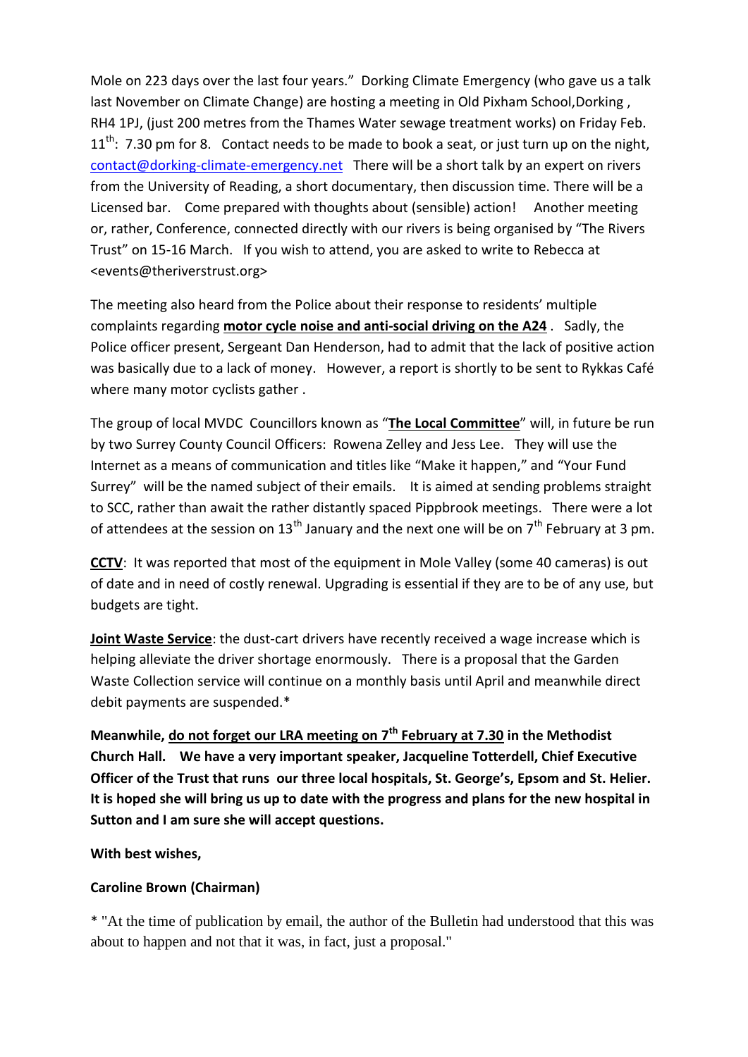Mole on 223 days over the last four years." Dorking Climate Emergency (who gave us a talk last November on Climate Change) are hosting a meeting in Old Pixham School,Dorking , RH4 1PJ, (just 200 metres from the Thames Water sewage treatment works) on Friday Feb. 11th: 7.30 pm for 8. Contact needs to be made to book a seat, or just turn up on the night, contact@dorking-climate-emergency.net There will be a short talk by an expert on rivers from the University of Reading, a short documentary, then discussion time. There will be a Licensed bar. Come prepared with thoughts about (sensible) action! Another meeting or, rather, Conference, connected directly with our rivers is being organised by "The Rivers Trust" on 15-16 March. If you wish to attend, you are asked to write to Rebecca at <events@theriverstrust.org>

The meeting also heard from the Police about their response to residents' multiple complaints regarding **motor cycle noise and anti-social driving on the A24** . Sadly, the Police officer present, Sergeant Dan Henderson, had to admit that the lack of positive action was basically due to a lack of money. However, a report is shortly to be sent to Rykkas Café where many motor cyclists gather .

The group of local MVDC Councillors known as "**The Local Committee**" will, in future be run by two Surrey County Council Officers: Rowena Zelley and Jess Lee. They will use the Internet as a means of communication and titles like "Make it happen," and "Your Fund Surrey" will be the named subject of their emails. It is aimed at sending problems straight to SCC, rather than await the rather distantly spaced Pippbrook meetings. There were a lot of attendees at the session on 13th January and the next one will be on 7th February at 3 pm.

**CCTV**: It was reported that most of the equipment in Mole Valley (some 40 cameras) is out of date and in need of costly renewal. Upgrading is essential if they are to be of any use, but budgets are tight.

**Joint Waste Service**: the dust-cart drivers have recently received a wage increase which is helping alleviate the driver shortage enormously. There is a proposal that the Garden Waste Collection service will continue on a monthly basis until April and meanwhile direct debit payments are suspended.*

**Meanwhile, do not forget our LRA meeting on 7th February at 7.30 in the Methodist Church Hall. We have a very important speaker, Jacqueline Totterdell, Chief Executive Officer of the Trust that runs our three local hospitals, St. George's, Epsom and St. Helier. It is hoped she will bring us up to date with the progress and plans for the new hospital in Sutton and I am sure she will accept questions.**

**With best wishes,**

**Caroline Brown (Chairman)**

* "At the time of publication by email, the author of the Bulletin had understood that this was about to happen and not that it was, in fact, just a proposal."